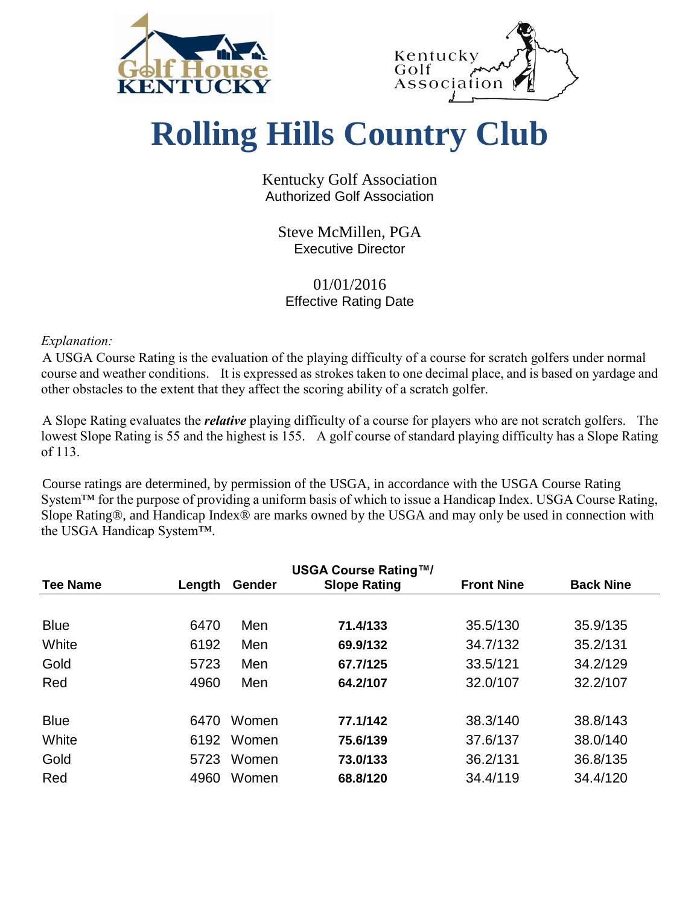# Rolling Hills Country Club

Kentucky Golf Association
Authorized Golf Association

Steve McMillen, PGA
Executive Director

01/01/2016
Effective Rating Date

*Explanation:*

A USGA Course Rating is the evaluation of the playing difficulty of a course for scratch golfers under normal course and weather conditions. It is expressed as strokes taken to one decimal place, and is based on yardage and other obstacles to the extent that they affect the scoring ability of a scratch golfer.

A Slope Rating evaluates the ***relative*** playing difficulty of a course for players who are not scratch golfers. The lowest Slope Rating is 55 and the highest is 155. A golf course of standard playing difficulty has a Slope Rating of 113.

Course ratings are determined, by permission of the USGA, in accordance with the USGA Course Rating System™ for the purpose of providing a uniform basis of which to issue a Handicap Index. USGA Course Rating, Slope Rating®, and Handicap Index® are marks owned by the USGA and may only be used in connection with the USGA Handicap System™.

| Tee Name | Length | Gender | USGA Course Rating™/ Slope Rating | Front Nine | Back Nine |
|---|---|---|---|---|---|
| Blue | 6470 | Men | **71.4/133** | 35.5/130 | 35.9/135 |
| White | 6192 | Men | **69.9/132** | 34.7/132 | 35.2/131 |
| Gold | 5723 | Men | **67.7/125** | 33.5/121 | 34.2/129 |
| Red | 4960 | Men | **64.2/107** | 32.0/107 | 32.2/107 |
| Blue | 6470 | Women | **77.1/142** | 38.3/140 | 38.8/143 |
| White | 6192 | Women | **75.6/139** | 37.6/137 | 38.0/140 |
| Gold | 5723 | Women | **73.0/133** | 36.2/131 | 36.8/135 |
| Red | 4960 | Women | **68.8/120** | 34.4/119 | 34.4/120 |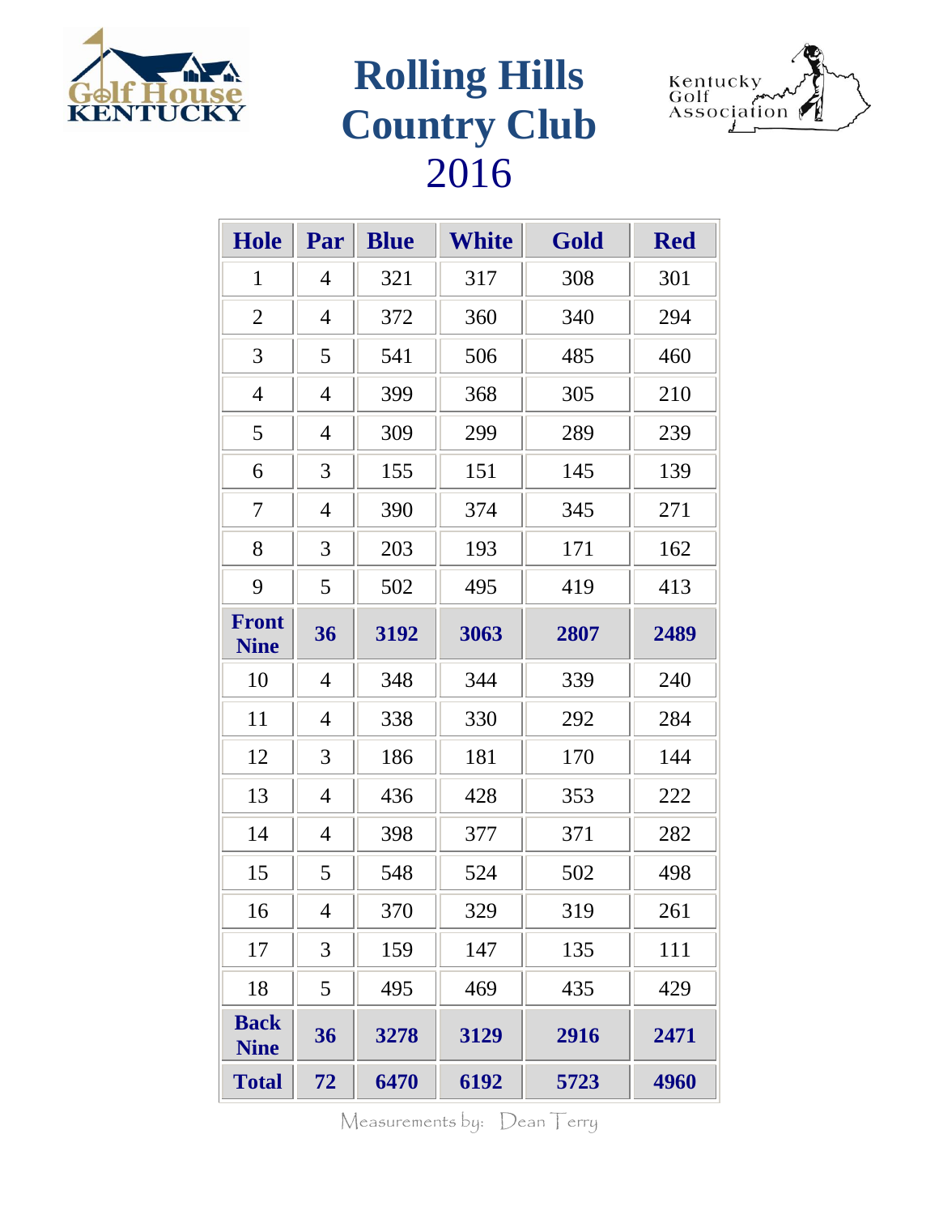# Rolling Hills Country Club 2016

| Hole | Par | Blue | White | Gold | Red |
|---|---|---|---|---|---|
| 1 | 4 | 321 | 317 | 308 | 301 |
| 2 | 4 | 372 | 360 | 340 | 294 |
| 3 | 5 | 541 | 506 | 485 | 460 |
| 4 | 4 | 399 | 368 | 305 | 210 |
| 5 | 4 | 309 | 299 | 289 | 239 |
| 6 | 3 | 155 | 151 | 145 | 139 |
| 7 | 4 | 390 | 374 | 345 | 271 |
| 8 | 3 | 203 | 193 | 171 | 162 |
| 9 | 5 | 502 | 495 | 419 | 413 |
| **Front Nine** | **36** | **3192** | **3063** | **2807** | **2489** |
| 10 | 4 | 348 | 344 | 339 | 240 |
| 11 | 4 | 338 | 330 | 292 | 284 |
| 12 | 3 | 186 | 181 | 170 | 144 |
| 13 | 4 | 436 | 428 | 353 | 222 |
| 14 | 4 | 398 | 377 | 371 | 282 |
| 15 | 5 | 548 | 524 | 502 | 498 |
| 16 | 4 | 370 | 329 | 319 | 261 |
| 17 | 3 | 159 | 147 | 135 | 111 |
| 18 | 5 | 495 | 469 | 435 | 429 |
| **Back Nine** | **36** | **3278** | **3129** | **2916** | **2471** |
| **Total** | **72** | **6470** | **6192** | **5723** | **4960** |

Measurements by: Dean Terry